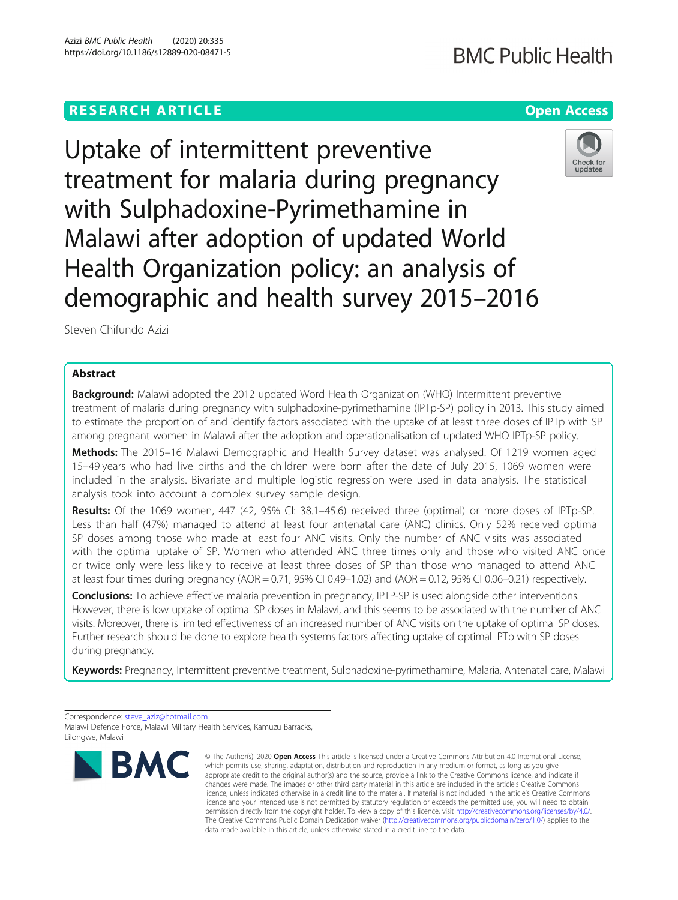RESEARCH ARTICLE

Open Access

# Uptake of intermittent preventive treatment for malaria during pregnancy with Sulphadoxine-Pyrimethamine in Malawi after adoption of updated World Health Organization policy: an analysis of demographic and health survey 2015–2016

Steven Chifundo Azizi

## Abstract

**Background:** Malawi adopted the 2012 updated Word Health Organization (WHO) Intermittent preventive treatment of malaria during pregnancy with sulphadoxine-pyrimethamine (IPTp-SP) policy in 2013. This study aimed to estimate the proportion of and identify factors associated with the uptake of at least three doses of IPTp with SP among pregnant women in Malawi after the adoption and operationalisation of updated WHO IPTp-SP policy.

**Methods:** The 2015–16 Malawi Demographic and Health Survey dataset was analysed. Of 1219 women aged 15–49 years who had live births and the children were born after the date of July 2015, 1069 women were included in the analysis. Bivariate and multiple logistic regression were used in data analysis. The statistical analysis took into account a complex survey sample design.

**Results:** Of the 1069 women, 447 (42, 95% CI: 38.1–45.6) received three (optimal) or more doses of IPTp-SP. Less than half (47%) managed to attend at least four antenatal care (ANC) clinics. Only 52% received optimal SP doses among those who made at least four ANC visits. Only the number of ANC visits was associated with the optimal uptake of SP. Women who attended ANC three times only and those who visited ANC once or twice only were less likely to receive at least three doses of SP than those who managed to attend ANC at least four times during pregnancy (AOR = 0.71, 95% CI 0.49–1.02) and (AOR = 0.12, 95% CI 0.06–0.21) respectively.

**Conclusions:** To achieve effective malaria prevention in pregnancy, IPTP-SP is used alongside other interventions. However, there is low uptake of optimal SP doses in Malawi, and this seems to be associated with the number of ANC visits. Moreover, there is limited effectiveness of an increased number of ANC visits on the uptake of optimal SP doses. Further research should be done to explore health systems factors affecting uptake of optimal IPTp with SP doses during pregnancy.

**Keywords:** Pregnancy, Intermittent preventive treatment, Sulphadoxine-pyrimethamine, Malaria, Antenatal care, Malawi

Correspondence: steve_aziz@hotmail.com
Malawi Defence Force, Malawi Military Health Services, Kamuzu Barracks, Lilongwe, Malawi

© The Author(s). 2020 **Open Access** This article is licensed under a Creative Commons Attribution 4.0 International License, which permits use, sharing, adaptation, distribution and reproduction in any medium or format, as long as you give appropriate credit to the original author(s) and the source, provide a link to the Creative Commons licence, and indicate if changes were made. The images or other third party material in this article are included in the article's Creative Commons licence, unless indicated otherwise in a credit line to the material. If material is not included in the article's Creative Commons licence and your intended use is not permitted by statutory regulation or exceeds the permitted use, you will need to obtain permission directly from the copyright holder. To view a copy of this licence, visit http://creativecommons.org/licenses/by/4.0/. The Creative Commons Public Domain Dedication waiver (http://creativecommons.org/publicdomain/zero/1.0/) applies to the data made available in this article, unless otherwise stated in a credit line to the data.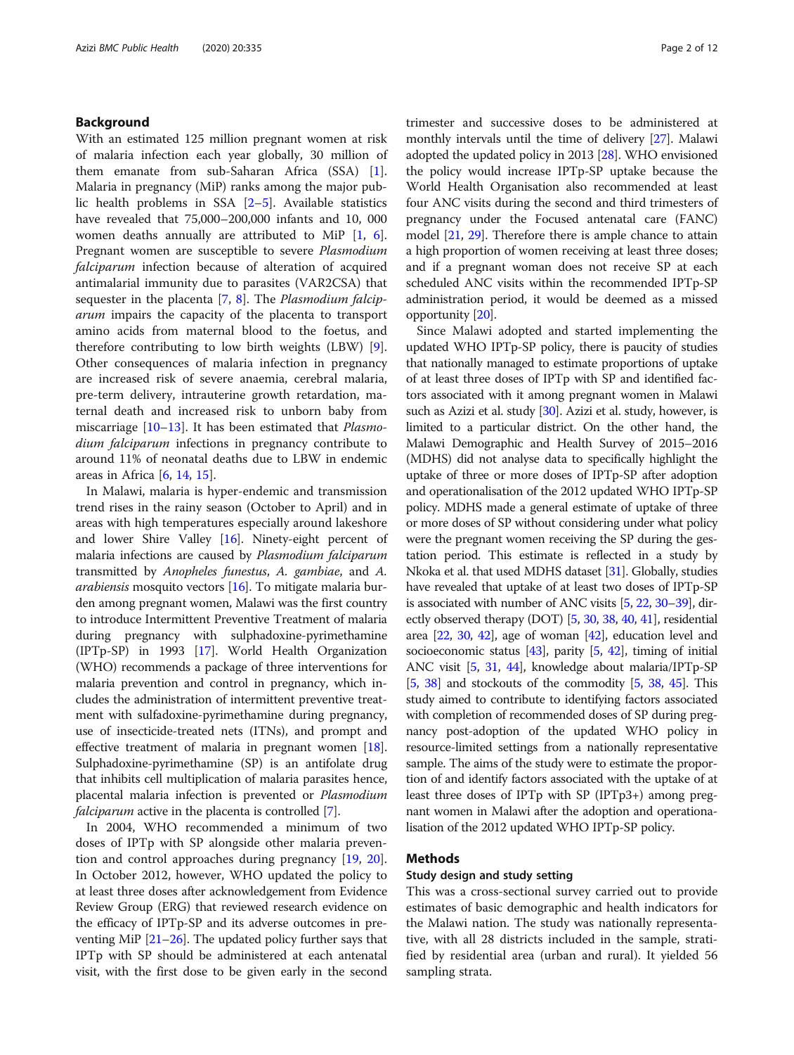## Background

With an estimated 125 million pregnant women at risk of malaria infection each year globally, 30 million of them emanate from sub-Saharan Africa (SSA) [1]. Malaria in pregnancy (MiP) ranks among the major public health problems in SSA [2–5]. Available statistics have revealed that 75,000–200,000 infants and 10, 000 women deaths annually are attributed to MiP [1, 6]. Pregnant women are susceptible to severe *Plasmodium falciparum* infection because of alteration of acquired antimalarial immunity due to parasites (VAR2CSA) that sequester in the placenta [7, 8]. The *Plasmodium falciparum* impairs the capacity of the placenta to transport amino acids from maternal blood to the foetus, and therefore contributing to low birth weights (LBW) [9]. Other consequences of malaria infection in pregnancy are increased risk of severe anaemia, cerebral malaria, pre-term delivery, intrauterine growth retardation, maternal death and increased risk to unborn baby from miscarriage [10–13]. It has been estimated that *Plasmodium falciparum* infections in pregnancy contribute to around 11% of neonatal deaths due to LBW in endemic areas in Africa [6, 14, 15].

In Malawi, malaria is hyper-endemic and transmission trend rises in the rainy season (October to April) and in areas with high temperatures especially around lakeshore and lower Shire Valley [16]. Ninety-eight percent of malaria infections are caused by *Plasmodium falciparum* transmitted by *Anopheles funestus*, *A. gambiae*, and *A. arabiensis* mosquito vectors [16]. To mitigate malaria burden among pregnant women, Malawi was the first country to introduce Intermittent Preventive Treatment of malaria during pregnancy with sulphadoxine-pyrimethamine (IPTp-SP) in 1993 [17]. World Health Organization (WHO) recommends a package of three interventions for malaria prevention and control in pregnancy, which includes the administration of intermittent preventive treatment with sulfadoxine-pyrimethamine during pregnancy, use of insecticide-treated nets (ITNs), and prompt and effective treatment of malaria in pregnant women [18]. Sulphadoxine-pyrimethamine (SP) is an antifolate drug that inhibits cell multiplication of malaria parasites hence, placental malaria infection is prevented or *Plasmodium falciparum* active in the placenta is controlled [7].

In 2004, WHO recommended a minimum of two doses of IPTp with SP alongside other malaria prevention and control approaches during pregnancy [19, 20]. In October 2012, however, WHO updated the policy to at least three doses after acknowledgement from Evidence Review Group (ERG) that reviewed research evidence on the efficacy of IPTp-SP and its adverse outcomes in preventing MiP [21–26]. The updated policy further says that IPTp with SP should be administered at each antenatal visit, with the first dose to be given early in the second trimester and successive doses to be administered at monthly intervals until the time of delivery [27]. Malawi adopted the updated policy in 2013 [28]. WHO envisioned the policy would increase IPTp-SP uptake because the World Health Organisation also recommended at least four ANC visits during the second and third trimesters of pregnancy under the Focused antenatal care (FANC) model [21, 29]. Therefore there is ample chance to attain a high proportion of women receiving at least three doses; and if a pregnant woman does not receive SP at each scheduled ANC visits within the recommended IPTp-SP administration period, it would be deemed as a missed opportunity [20].

Since Malawi adopted and started implementing the updated WHO IPTp-SP policy, there is paucity of studies that nationally managed to estimate proportions of uptake of at least three doses of IPTp with SP and identified factors associated with it among pregnant women in Malawi such as Azizi et al. study [30]. Azizi et al. study, however, is limited to a particular district. On the other hand, the Malawi Demographic and Health Survey of 2015–2016 (MDHS) did not analyse data to specifically highlight the uptake of three or more doses of IPTp-SP after adoption and operationalisation of the 2012 updated WHO IPTp-SP policy. MDHS made a general estimate of uptake of three or more doses of SP without considering under what policy were the pregnant women receiving the SP during the gestation period. This estimate is reflected in a study by Nkoka et al. that used MDHS dataset [31]. Globally, studies have revealed that uptake of at least two doses of IPTp-SP is associated with number of ANC visits [5, 22, 30–39], directly observed therapy (DOT) [5, 30, 38, 40, 41], residential area [22, 30, 42], age of woman [42], education level and socioeconomic status [43], parity [5, 42], timing of initial ANC visit [5, 31, 44], knowledge about malaria/IPTp-SP [5, 38] and stockouts of the commodity [5, 38, 45]. This study aimed to contribute to identifying factors associated with completion of recommended doses of SP during pregnancy post-adoption of the updated WHO policy in resource-limited settings from a nationally representative sample. The aims of the study were to estimate the proportion of and identify factors associated with the uptake of at least three doses of IPTp with SP (IPTp3+) among pregnant women in Malawi after the adoption and operationalisation of the 2012 updated WHO IPTp-SP policy.

## Methods

### Study design and study setting

This was a cross-sectional survey carried out to provide estimates of basic demographic and health indicators for the Malawi nation. The study was nationally representative, with all 28 districts included in the sample, stratified by residential area (urban and rural). It yielded 56 sampling strata.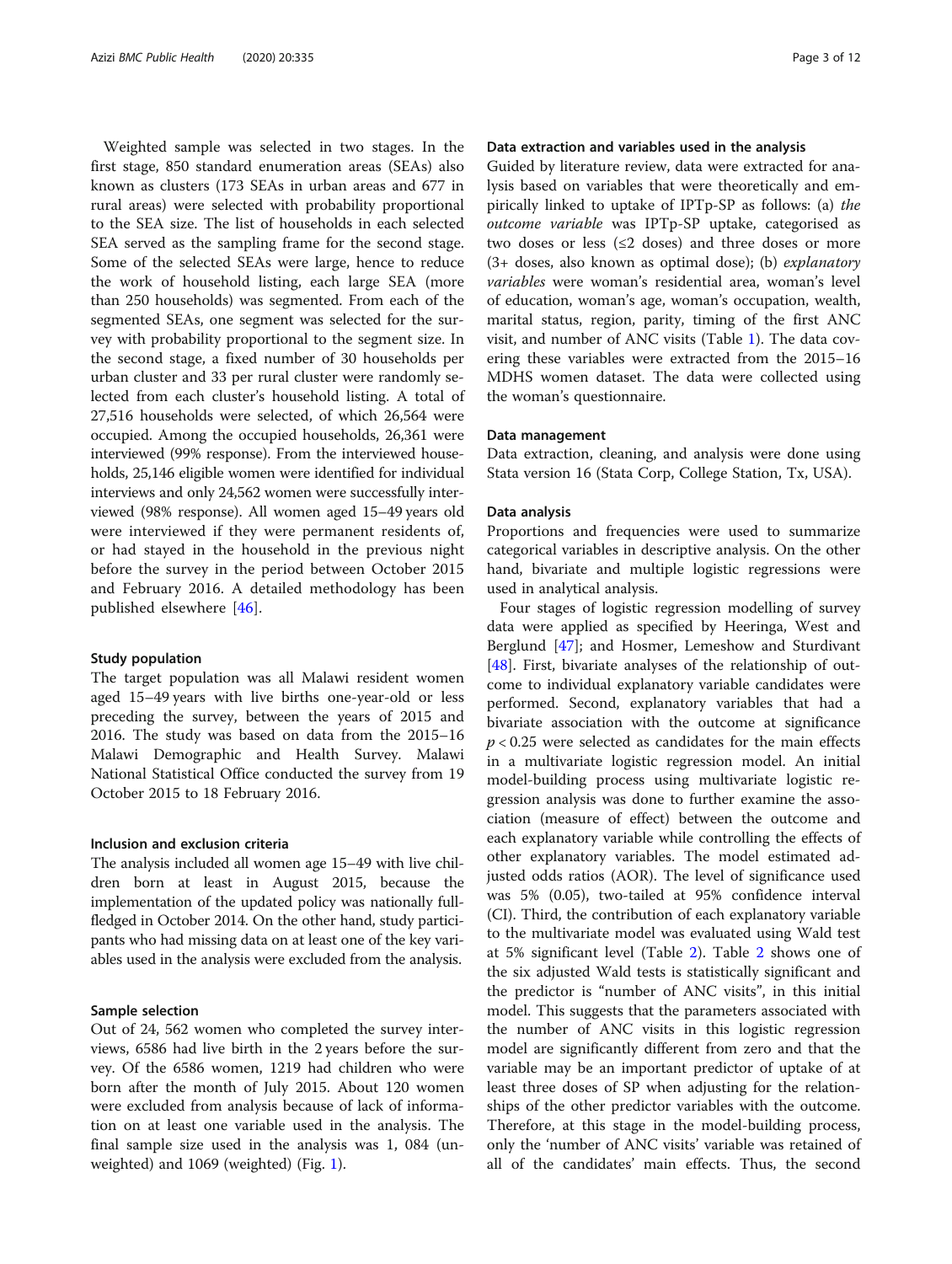Weighted sample was selected in two stages. In the first stage, 850 standard enumeration areas (SEAs) also known as clusters (173 SEAs in urban areas and 677 in rural areas) were selected with probability proportional to the SEA size. The list of households in each selected SEA served as the sampling frame for the second stage. Some of the selected SEAs were large, hence to reduce the work of household listing, each large SEA (more than 250 households) was segmented. From each of the segmented SEAs, one segment was selected for the survey with probability proportional to the segment size. In the second stage, a fixed number of 30 households per urban cluster and 33 per rural cluster were randomly selected from each cluster's household listing. A total of 27,516 households were selected, of which 26,564 were occupied. Among the occupied households, 26,361 were interviewed (99% response). From the interviewed households, 25,146 eligible women were identified for individual interviews and only 24,562 women were successfully interviewed (98% response). All women aged 15–49 years old were interviewed if they were permanent residents of, or had stayed in the household in the previous night before the survey in the period between October 2015 and February 2016. A detailed methodology has been published elsewhere [46].

### Study population

The target population was all Malawi resident women aged 15–49 years with live births one-year-old or less preceding the survey, between the years of 2015 and 2016. The study was based on data from the 2015–16 Malawi Demographic and Health Survey. Malawi National Statistical Office conducted the survey from 19 October 2015 to 18 February 2016.

### Inclusion and exclusion criteria

The analysis included all women age 15–49 with live children born at least in August 2015, because the implementation of the updated policy was nationally full-fledged in October 2014. On the other hand, study participants who had missing data on at least one of the key variables used in the analysis were excluded from the analysis.

### Sample selection

Out of 24, 562 women who completed the survey interviews, 6586 had live birth in the 2 years before the survey. Of the 6586 women, 1219 had children who were born after the month of July 2015. About 120 women were excluded from analysis because of lack of information on at least one variable used in the analysis. The final sample size used in the analysis was 1, 084 (unweighted) and 1069 (weighted) (Fig. 1).

### Data extraction and variables used in the analysis

Guided by literature review, data were extracted for analysis based on variables that were theoretically and empirically linked to uptake of IPTp-SP as follows: (a) *the outcome variable* was IPTp-SP uptake, categorised as two doses or less (≤2 doses) and three doses or more (3+ doses, also known as optimal dose); (b) *explanatory variables* were woman's residential area, woman's level of education, woman's age, woman's occupation, wealth, marital status, region, parity, timing of the first ANC visit, and number of ANC visits (Table 1). The data covering these variables were extracted from the 2015–16 MDHS women dataset. The data were collected using the woman's questionnaire.

### Data management

Data extraction, cleaning, and analysis were done using Stata version 16 (Stata Corp, College Station, Tx, USA).

### Data analysis

Proportions and frequencies were used to summarize categorical variables in descriptive analysis. On the other hand, bivariate and multiple logistic regressions were used in analytical analysis.

Four stages of logistic regression modelling of survey data were applied as specified by Heeringa, West and Berglund [47]; and Hosmer, Lemeshow and Sturdivant [48]. First, bivariate analyses of the relationship of outcome to individual explanatory variable candidates were performed. Second, explanatory variables that had a bivariate association with the outcome at significance $p < 0.25$ were selected as candidates for the main effects in a multivariate logistic regression model. An initial model-building process using multivariate logistic regression analysis was done to further examine the association (measure of effect) between the outcome and each explanatory variable while controlling the effects of other explanatory variables. The model estimated adjusted odds ratios (AOR). The level of significance used was 5% (0.05), two-tailed at 95% confidence interval (CI). Third, the contribution of each explanatory variable to the multivariate model was evaluated using Wald test at 5% significant level (Table 2). Table 2 shows one of the six adjusted Wald tests is statistically significant and the predictor is "number of ANC visits", in this initial model. This suggests that the parameters associated with the number of ANC visits in this logistic regression model are significantly different from zero and that the variable may be an important predictor of uptake of at least three doses of SP when adjusting for the relationships of the other predictor variables with the outcome. Therefore, at this stage in the model-building process, only the 'number of ANC visits' variable was retained of all of the candidates' main effects. Thus, the second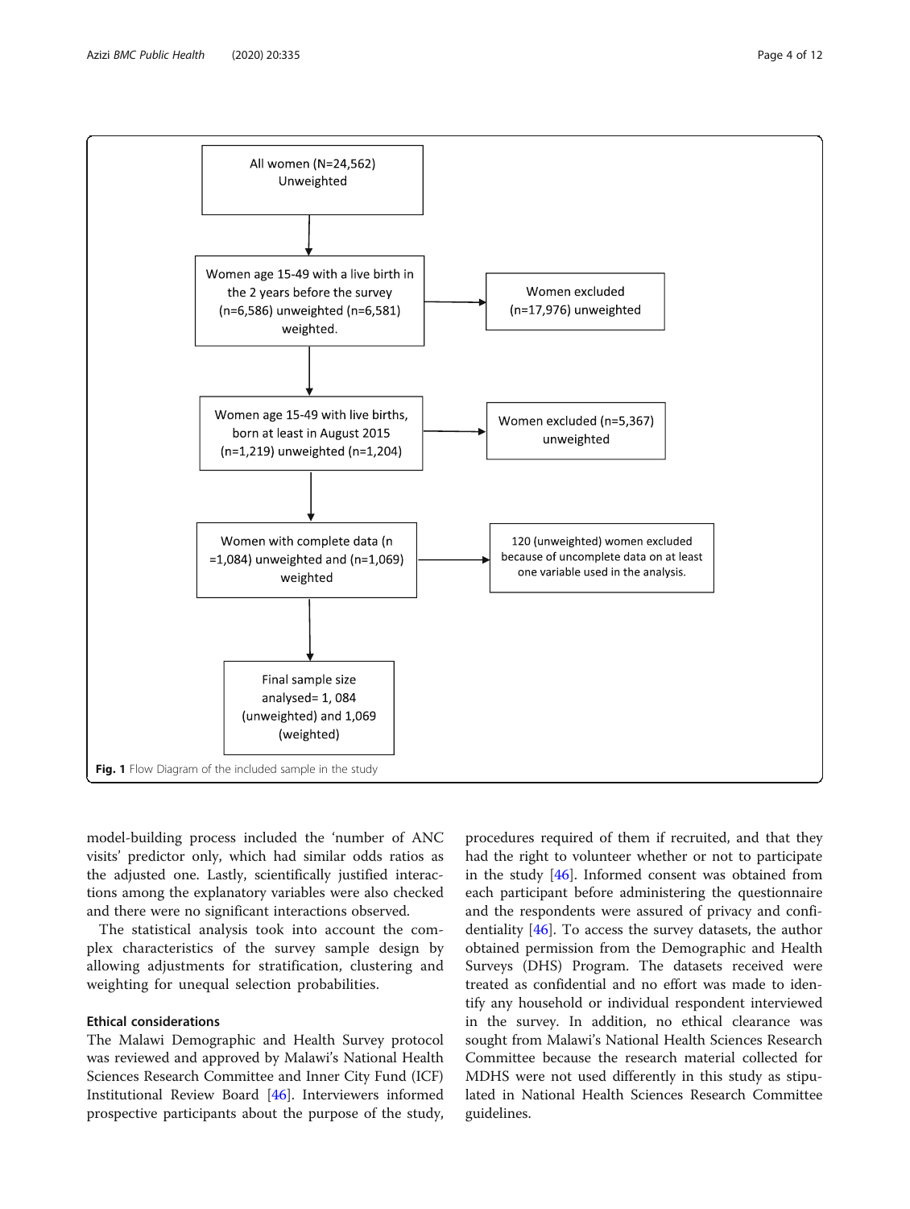All women (N=24,562) Unweighted

Women age 15-49 with a live birth in the 2 years before the survey (n=6,586) unweighted (n=6,581) weighted.

Women excluded (n=17,976) unweighted

Women age 15-49 with live births, born at least in August 2015 (n=1,219) unweighted (n=1,204)

Women excluded (n=5,367) unweighted

Women with complete data (n =1,084) unweighted and (n=1,069) weighted

120 (unweighted) women excluded because of uncomplete data on at least one variable used in the analysis.

Final sample size analysed= 1, 084 (unweighted) and 1,069 (weighted)

**Fig. 1** Flow Diagram of the included sample in the study

model-building process included the 'number of ANC visits' predictor only, which had similar odds ratios as the adjusted one. Lastly, scientifically justified interactions among the explanatory variables were also checked and there were no significant interactions observed.

The statistical analysis took into account the complex characteristics of the survey sample design by allowing adjustments for stratification, clustering and weighting for unequal selection probabilities.

### Ethical considerations

The Malawi Demographic and Health Survey protocol was reviewed and approved by Malawi's National Health Sciences Research Committee and Inner City Fund (ICF) Institutional Review Board [46]. Interviewers informed prospective participants about the purpose of the study, procedures required of them if recruited, and that they had the right to volunteer whether or not to participate in the study [46]. Informed consent was obtained from each participant before administering the questionnaire and the respondents were assured of privacy and confidentiality [46]. To access the survey datasets, the author obtained permission from the Demographic and Health Surveys (DHS) Program. The datasets received were treated as confidential and no effort was made to identify any household or individual respondent interviewed in the survey. In addition, no ethical clearance was sought from Malawi's National Health Sciences Research Committee because the research material collected for MDHS were not used differently in this study as stipulated in National Health Sciences Research Committee guidelines.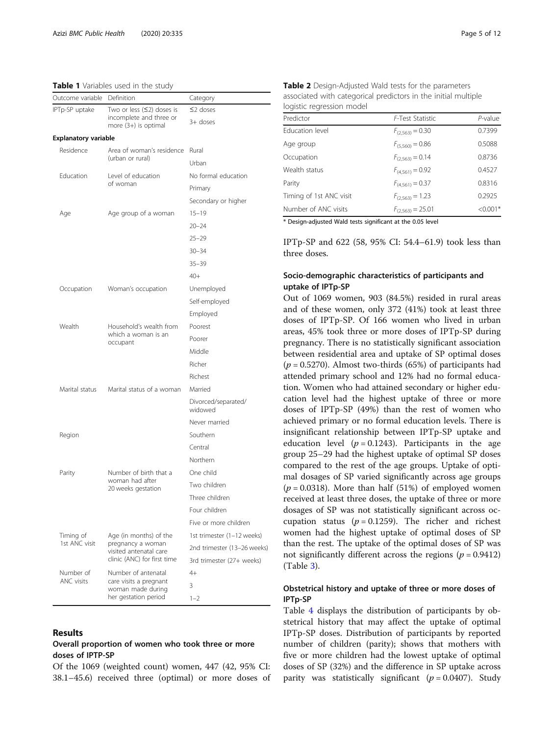**Table 1** Variables used in the study

| Outcome variable | Definition | Category |
|---|---|---|
| IPTp-SP uptake | Two or less (≤2) doses is incomplete and three or more (3+) is optimal | ≤2 doses |
| | | 3+ doses |
| **Explanatory variable** | | |
| Residence | Area of woman's residence (urban or rural) | Rural |
| | | Urban |
| Education | Level of education of woman | No formal education |
| | | Primary |
| | | Secondary or higher |
| Age | Age group of a woman | 15–19 |
| | | 20–24 |
| | | 25–29 |
| | | 30–34 |
| | | 35–39 |
| | | 40+ |
| Occupation | Woman's occupation | Unemployed |
| | | Self-employed |
| | | Employed |
| Wealth | Household's wealth from which a woman is an occupant | Poorest |
| | | Poorer |
| | | Middle |
| | | Richer |
| | | Richest |
| Marital status | Marital status of a woman | Married |
| | | Divorced/separated/widowed |
| | | Never married |
| Region | | Southern |
| | | Central |
| | | Northern |
| Parity | Number of birth that a woman had after 20 weeks gestation | One child |
| | | Two children |
| | | Three children |
| | | Four children |
| | | Five or more children |
| Timing of 1st ANC visit | Age (in months) of the pregnancy a woman visited antenatal care clinic (ANC) for first time | 1st trimester (1–12 weeks) |
| | | 2nd trimester (13–26 weeks) |
| | | 3rd trimester (27+ weeks) |
| Number of ANC visits | Number of antenatal care visits a pregnant woman made during her gestation period | 4+ |
| | | 3 |
| | | 1–2 |

## Results

### Overall proportion of women who took three or more doses of IPTP-SP

Of the 1069 (weighted count) women, 447 (42, 95% CI: 38.1–45.6) received three (optimal) or more doses of IPTp-SP and 622 (58, 95% CI: 54.4–61.9) took less than three doses.

**Table 2** Design-Adjusted Wald tests for the parameters associated with categorical predictors in the initial multiple logistic regression model

| Predictor | *F*-Test Statistic | *P*-value |
|---|---|---|
| Education level | $F_{(2,563)} = 0.30$ | 0.7399 |
| Age group | $F_{(5,560)} = 0.86$ | 0.5088 |
| Occupation | $F_{(2,563)} = 0.14$ | 0.8736 |
| Wealth status | $F_{(4,561)} = 0.92$ | 0.4527 |
| Parity | $F_{(4,561)} = 0.37$ | 0.8316 |
| Timing of 1st ANC visit | $F_{(2,563)} = 1.23$ | 0.2925 |
| Number of ANC visits | $F_{(2,563)} = 25.01$ | <0.001* |

\* Design-adjusted Wald tests significant at the 0.05 level

### Socio-demographic characteristics of participants and uptake of IPTp-SP

Out of 1069 women, 903 (84.5%) resided in rural areas and of these women, only 372 (41%) took at least three doses of IPTp-SP. Of 166 women who lived in urban areas, 45% took three or more doses of IPTp-SP during pregnancy. There is no statistically significant association between residential area and uptake of SP optimal doses ($p = 0.5270$). Almost two-thirds (65%) of participants had attended primary school and 12% had no formal education. Women who had attained secondary or higher education level had the highest uptake of three or more doses of IPTp-SP (49%) than the rest of women who achieved primary or no formal education levels. There is insignificant relationship between IPTp-SP uptake and education level ($p = 0.1243$). Participants in the age group 25–29 had the highest uptake of optimal SP doses compared to the rest of the age groups. Uptake of optimal dosages of SP varied significantly across age groups ($p = 0.0318$). More than half (51%) of employed women received at least three doses, the uptake of three or more dosages of SP was not statistically significant across occupation status ($p = 0.1259$). The richer and richest women had the highest uptake of optimal doses of SP than the rest. The uptake of the optimal doses of SP was not significantly different across the regions ($p = 0.9412$) (Table 3).

### Obstetrical history and uptake of three or more doses of IPTp-SP

Table 4 displays the distribution of participants by obstetrical history that may affect the uptake of optimal IPTp-SP doses. Distribution of participants by reported number of children (parity); shows that mothers with five or more children had the lowest uptake of optimal doses of SP (32%) and the difference in SP uptake across parity was statistically significant ($p = 0.0407$). Study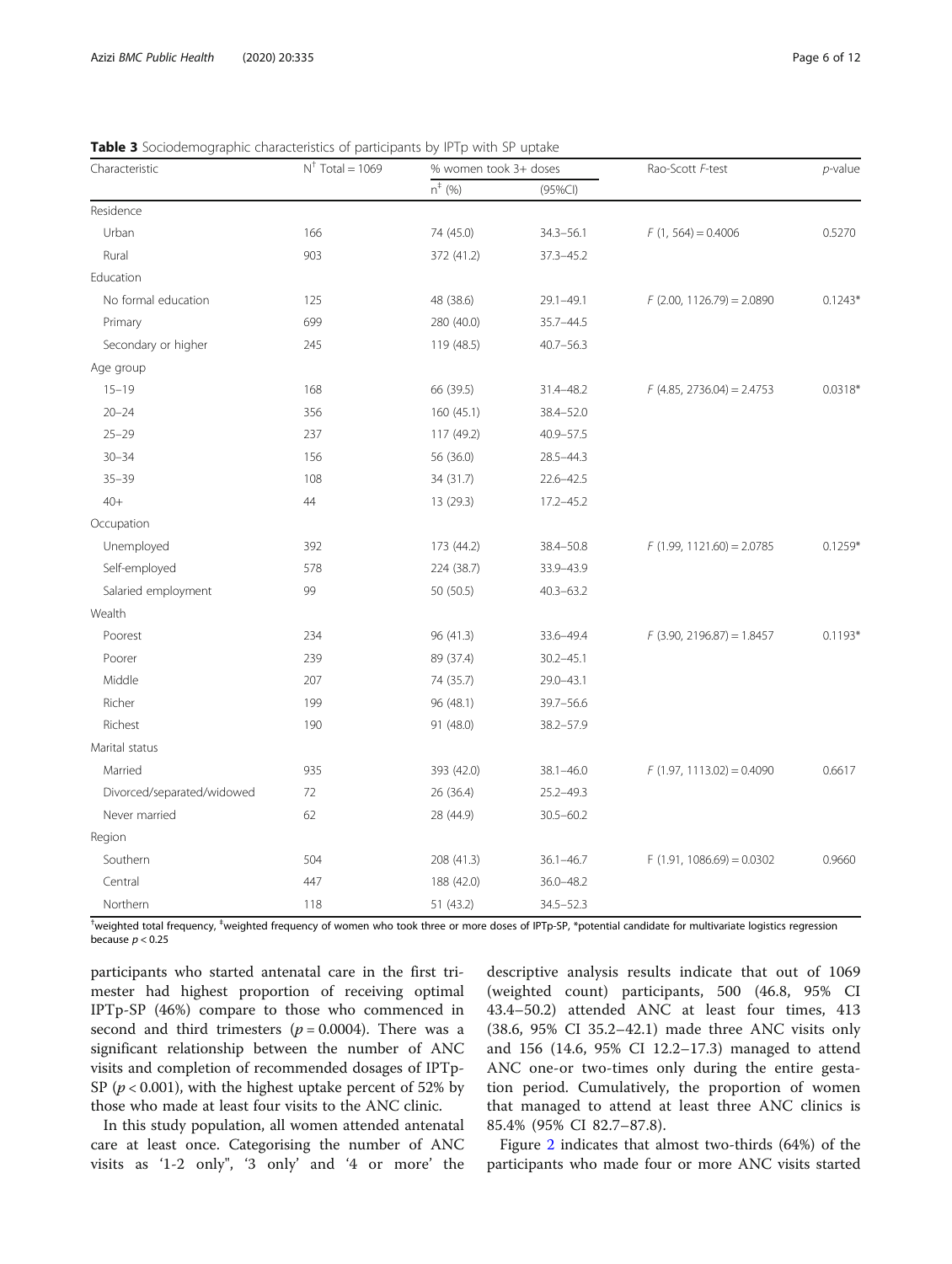**Table 3** Sociodemographic characteristics of participants by IPTp with SP uptake

| Characteristic | N[†] Total = 1069 | % women took 3+ doses | | Rao-Scott F-test | p-value |
|---|---|---|---|---|---|
| | | n[‡] (%) | (95%CI) | | |
| Residence | | | | | |
| Urban | 166 | 74 (45.0) | 34.3–56.1 | $F$ (1, 564) = 0.4006 | 0.5270 |
| Rural | 903 | 372 (41.2) | 37.3–45.2 | | |
| Education | | | | | |
| No formal education | 125 | 48 (38.6) | 29.1–49.1 | $F$ (2.00, 1126.79) = 2.0890 | 0.1243* |
| Primary | 699 | 280 (40.0) | 35.7–44.5 | | |
| Secondary or higher | 245 | 119 (48.5) | 40.7–56.3 | | |
| Age group | | | | | |
| 15–19 | 168 | 66 (39.5) | 31.4–48.2 | $F$ (4.85, 2736.04) = 2.4753 | 0.0318* |
| 20–24 | 356 | 160 (45.1) | 38.4–52.0 | | |
| 25–29 | 237 | 117 (49.2) | 40.9–57.5 | | |
| 30–34 | 156 | 56 (36.0) | 28.5–44.3 | | |
| 35–39 | 108 | 34 (31.7) | 22.6–42.5 | | |
| 40+ | 44 | 13 (29.3) | 17.2–45.2 | | |
| Occupation | | | | | |
| Unemployed | 392 | 173 (44.2) | 38.4–50.8 | $F$ (1.99, 1121.60) = 2.0785 | 0.1259* |
| Self-employed | 578 | 224 (38.7) | 33.9–43.9 | | |
| Salaried employment | 99 | 50 (50.5) | 40.3–63.2 | | |
| Wealth | | | | | |
| Poorest | 234 | 96 (41.3) | 33.6–49.4 | $F$ (3.90, 2196.87) = 1.8457 | 0.1193* |
| Poorer | 239 | 89 (37.4) | 30.2–45.1 | | |
| Middle | 207 | 74 (35.7) | 29.0–43.1 | | |
| Richer | 199 | 96 (48.1) | 39.7–56.6 | | |
| Richest | 190 | 91 (48.0) | 38.2–57.9 | | |
| Marital status | | | | | |
| Married | 935 | 393 (42.0) | 38.1–46.0 | $F$ (1.97, 1113.02) = 0.4090 | 0.6617 |
| Divorced/separated/widowed | 72 | 26 (36.4) | 25.2–49.3 | | |
| Never married | 62 | 28 (44.9) | 30.5–60.2 | | |
| Region | | | | | |
| Southern | 504 | 208 (41.3) | 36.1–46.7 | F (1.91, 1086.69) = 0.0302 | 0.9660 |
| Central | 447 | 188 (42.0) | 36.0–48.2 | | |
| Northern | 118 | 51 (43.2) | 34.5–52.3 | | |

[†]weighted total frequency, [‡]weighted frequency of women who took three or more doses of IPTp-SP, *potential candidate for multivariate logistics regression because $p < 0.25$

participants who started antenatal care in the first trimester had highest proportion of receiving optimal IPTp-SP (46%) compare to those who commenced in second and third trimesters ($p = 0.0004$). There was a significant relationship between the number of ANC visits and completion of recommended dosages of IPTp-SP ($p < 0.001$), with the highest uptake percent of 52% by those who made at least four visits to the ANC clinic.

In this study population, all women attended antenatal care at least once. Categorising the number of ANC visits as '1-2 only", '3 only' and '4 or more' the descriptive analysis results indicate that out of 1069 (weighted count) participants, 500 (46.8, 95% CI 43.4–50.2) attended ANC at least four times, 413 (38.6, 95% CI 35.2–42.1) made three ANC visits only and 156 (14.6, 95% CI 12.2–17.3) managed to attend ANC one-or two-times only during the entire gestation period. Cumulatively, the proportion of women that managed to attend at least three ANC clinics is 85.4% (95% CI 82.7–87.8).

Figure 2 indicates that almost two-thirds (64%) of the participants who made four or more ANC visits started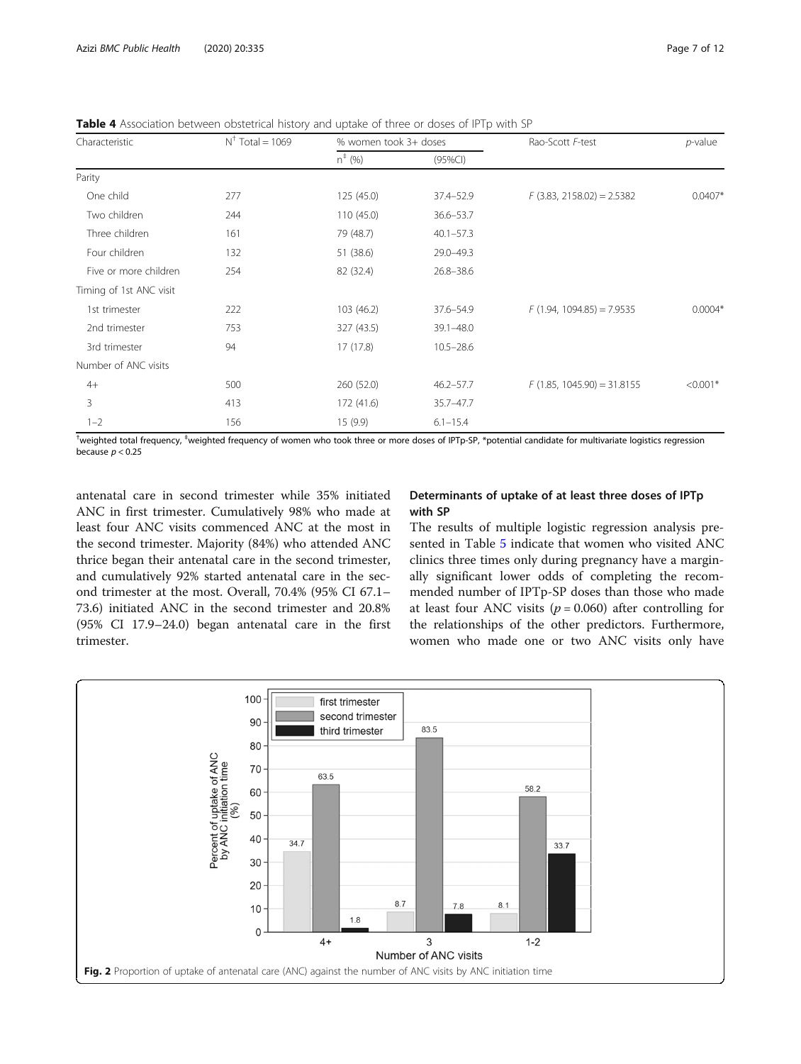**Table 4** Association between obstetrical history and uptake of three or doses of IPTp with SP

| Characteristic | $N^{\dagger}$ Total = 1069 | % women took 3+ doses | | Rao-Scott *F*-test | *p*-value |
|---|---|---|---|---|---|
| | | $n^{\ddagger}$ (%) | (95%CI) | | |
| Parity | | | | | |
| One child | 277 | 125 (45.0) | 37.4–52.9 | $F$ (3.83, 2158.02) = 2.5382 | 0.0407* |
| Two children | 244 | 110 (45.0) | 36.6–53.7 | | |
| Three children | 161 | 79 (48.7) | 40.1–57.3 | | |
| Four children | 132 | 51 (38.6) | 29.0–49.3 | | |
| Five or more children | 254 | 82 (32.4) | 26.8–38.6 | | |
| Timing of 1st ANC visit | | | | | |
| 1st trimester | 222 | 103 (46.2) | 37.6–54.9 | $F$ (1.94, 1094.85) = 7.9535 | 0.0004* |
| 2nd trimester | 753 | 327 (43.5) | 39.1–48.0 | | |
| 3rd trimester | 94 | 17 (17.8) | 10.5–28.6 | | |
| Number of ANC visits | | | | | |
| 4+ | 500 | 260 (52.0) | 46.2–57.7 | $F$ (1.85, 1045.90) = 31.8155 | <0.001* |
| 3 | 413 | 172 (41.6) | 35.7–47.7 | | |
| 1–2 | 156 | 15 (9.9) | 6.1–15.4 | | |

†weighted total frequency, ‡weighted frequency of women who took three or more doses of IPTp-SP, *potential candidate for multivariate logistics regression because $p < 0.25$

antenatal care in second trimester while 35% initiated ANC in first trimester. Cumulatively 98% who made at least four ANC visits commenced ANC at the most in the second trimester. Majority (84%) who attended ANC thrice began their antenatal care in the second trimester, and cumulatively 92% started antenatal care in the second trimester at the most. Overall, 70.4% (95% CI 67.1–73.6) initiated ANC in the second trimester and 20.8% (95% CI 17.9–24.0) began antenatal care in the first trimester.

### Determinants of uptake of at least three doses of IPTp with SP

The results of multiple logistic regression analysis presented in Table 5 indicate that women who visited ANC clinics three times only during pregnancy have a marginally significant lower odds of completing the recommended number of IPTp-SP doses than those who made at least four ANC visits ($p = 0.060$) after controlling for the relationships of the other predictors. Furthermore, women who made one or two ANC visits only have

**Fig. 2** Proportion of uptake of antenatal care (ANC) against the number of ANC visits by ANC initiation time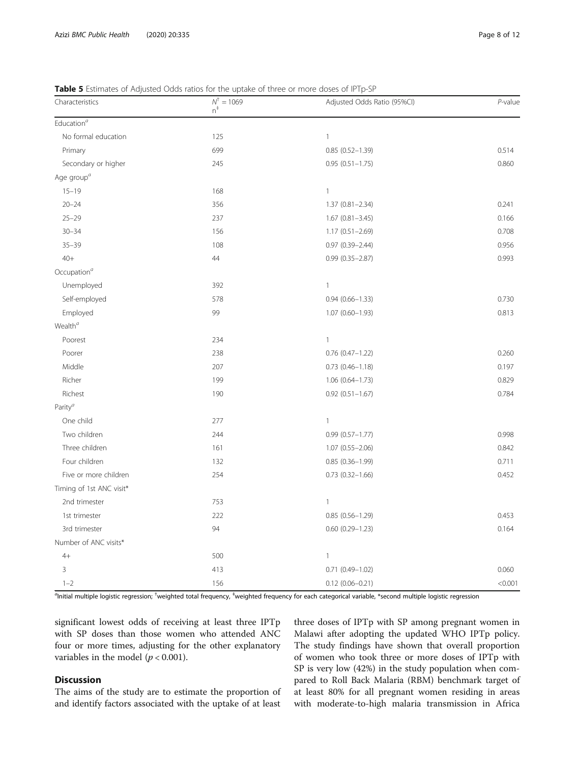**Table 5** Estimates of Adjusted Odds ratios for the uptake of three or more doses of IPTp-SP

| Characteristics | $N^{\dagger} = 1069$ $n^{\ddagger}$ | Adjusted Odds Ratio (95%CI) | *P*-value |
|---|---|---|---|
| Education[a] | | | |
| No formal education | 125 | 1 | |
| Primary | 699 | 0.85 (0.52–1.39) | 0.514 |
| Secondary or higher | 245 | 0.95 (0.51–1.75) | 0.860 |
| Age group[a] | | | |
| 15–19 | 168 | 1 | |
| 20–24 | 356 | 1.37 (0.81–2.34) | 0.241 |
| 25–29 | 237 | 1.67 (0.81–3.45) | 0.166 |
| 30–34 | 156 | 1.17 (0.51–2.69) | 0.708 |
| 35–39 | 108 | 0.97 (0.39–2.44) | 0.956 |
| 40+ | 44 | 0.99 (0.35–2.87) | 0.993 |
| Occupation[a] | | | |
| Unemployed | 392 | 1 | |
| Self-employed | 578 | 0.94 (0.66–1.33) | 0.730 |
| Employed | 99 | 1.07 (0.60–1.93) | 0.813 |
| Wealth[a] | | | |
| Poorest | 234 | 1 | |
| Poorer | 238 | 0.76 (0.47–1.22) | 0.260 |
| Middle | 207 | 0.73 (0.46–1.18) | 0.197 |
| Richer | 199 | 1.06 (0.64–1.73) | 0.829 |
| Richest | 190 | 0.92 (0.51–1.67) | 0.784 |
| Parity[a] | | | |
| One child | 277 | 1 | |
| Two children | 244 | 0.99 (0.57–1.77) | 0.998 |
| Three children | 161 | 1.07 (0.55–2.06) | 0.842 |
| Four children | 132 | 0.85 (0.36–1.99) | 0.711 |
| Five or more children | 254 | 0.73 (0.32–1.66) | 0.452 |
| Timing of 1st ANC visit* | | | |
| 2nd trimester | 753 | 1 | |
| 1st trimester | 222 | 0.85 (0.56–1.29) | 0.453 |
| 3rd trimester | 94 | 0.60 (0.29–1.23) | 0.164 |
| Number of ANC visits* | | | |
| 4+ | 500 | 1 | |
| 3 | 413 | 0.71 (0.49–1.02) | 0.060 |
| 1–2 | 156 | 0.12 (0.06–0.21) | <0.001 |

[a]Initial multiple logistic regression; †weighted total frequency, ‡weighted frequency for each categorical variable, *second multiple logistic regression

significant lowest odds of receiving at least three IPTp with SP doses than those women who attended ANC four or more times, adjusting for the other explanatory variables in the model ($p < 0.001$).

## Discussion

The aims of the study are to estimate the proportion of and identify factors associated with the uptake of at least three doses of IPTp with SP among pregnant women in Malawi after adopting the updated WHO IPTp policy. The study findings have shown that overall proportion of women who took three or more doses of IPTp with SP is very low (42%) in the study population when compared to Roll Back Malaria (RBM) benchmark target of at least 80% for all pregnant women residing in areas with moderate-to-high malaria transmission in Africa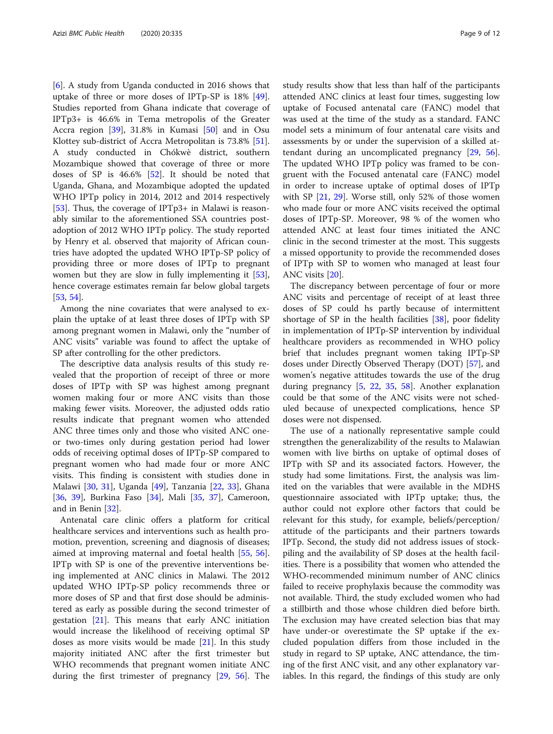[6]. A study from Uganda conducted in 2016 shows that uptake of three or more doses of IPTp-SP is 18% [49]. Studies reported from Ghana indicate that coverage of IPTp3+ is 46.6% in Tema metropolis of the Greater Accra region [39], 31.8% in Kumasi [50] and in Osu Klottey sub-district of Accra Metropolitan is 73.8% [51]. A study conducted in Chókwè district, southern Mozambique showed that coverage of three or more doses of SP is 46.6% [52]. It should be noted that Uganda, Ghana, and Mozambique adopted the updated WHO IPTp policy in 2014, 2012 and 2014 respectively [53]. Thus, the coverage of IPTp3+ in Malawi is reasonably similar to the aforementioned SSA countries post-adoption of 2012 WHO IPTp policy. The study reported by Henry et al. observed that majority of African countries have adopted the updated WHO IPTp-SP policy of providing three or more doses of IPTp to pregnant women but they are slow in fully implementing it [53], hence coverage estimates remain far below global targets [53, 54].

Among the nine covariates that were analysed to explain the uptake of at least three doses of IPTp with SP among pregnant women in Malawi, only the "number of ANC visits" variable was found to affect the uptake of SP after controlling for the other predictors.

The descriptive data analysis results of this study revealed that the proportion of receipt of three or more doses of IPTp with SP was highest among pregnant women making four or more ANC visits than those making fewer visits. Moreover, the adjusted odds ratio results indicate that pregnant women who attended ANC three times only and those who visited ANC one- or two-times only during gestation period had lower odds of receiving optimal doses of IPTp-SP compared to pregnant women who had made four or more ANC visits. This finding is consistent with studies done in Malawi [30, 31], Uganda [49], Tanzania [22, 33], Ghana [36, 39], Burkina Faso [34], Mali [35, 37], Cameroon, and in Benin [32].

Antenatal care clinic offers a platform for critical healthcare services and interventions such as health promotion, prevention, screening and diagnosis of diseases; aimed at improving maternal and foetal health [55, 56]. IPTp with SP is one of the preventive interventions being implemented at ANC clinics in Malawi. The 2012 updated WHO IPTp-SP policy recommends three or more doses of SP and that first dose should be administered as early as possible during the second trimester of gestation [21]. This means that early ANC initiation would increase the likelihood of receiving optimal SP doses as more visits would be made [21]. In this study majority initiated ANC after the first trimester but WHO recommends that pregnant women initiate ANC during the first trimester of pregnancy [29, 56]. The study results show that less than half of the participants attended ANC clinics at least four times, suggesting low uptake of Focused antenatal care (FANC) model that was used at the time of the study as a standard. FANC model sets a minimum of four antenatal care visits and assessments by or under the supervision of a skilled attendant during an uncomplicated pregnancy [29, 56]. The updated WHO IPTp policy was framed to be congruent with the Focused antenatal care (FANC) model in order to increase uptake of optimal doses of IPTp with SP [21, 29]. Worse still, only 52% of those women who made four or more ANC visits received the optimal doses of IPTp-SP. Moreover, 98 % of the women who attended ANC at least four times initiated the ANC clinic in the second trimester at the most. This suggests a missed opportunity to provide the recommended doses of IPTp with SP to women who managed at least four ANC visits [20].

The discrepancy between percentage of four or more ANC visits and percentage of receipt of at least three doses of SP could hs partly because of intermittent shortage of SP in the health facilities [38], poor fidelity in implementation of IPTp-SP intervention by individual healthcare providers as recommended in WHO policy brief that includes pregnant women taking IPTp-SP doses under Directly Observed Therapy (DOT) [57], and women's negative attitudes towards the use of the drug during pregnancy [5, 22, 35, 58]. Another explanation could be that some of the ANC visits were not scheduled because of unexpected complications, hence SP doses were not dispensed.

The use of a nationally representative sample could strengthen the generalizability of the results to Malawian women with live births on uptake of optimal doses of IPTp with SP and its associated factors. However, the study had some limitations. First, the analysis was limited on the variables that were available in the MDHS questionnaire associated with IPTp uptake; thus, the author could not explore other factors that could be relevant for this study, for example, beliefs/perception/attitude of the participants and their partners towards IPTp. Second, the study did not address issues of stockpiling and the availability of SP doses at the health facilities. There is a possibility that women who attended the WHO-recommended minimum number of ANC clinics failed to receive prophylaxis because the commodity was not available. Third, the study excluded women who had a stillbirth and those whose children died before birth. The exclusion may have created selection bias that may have under-or overestimate the SP uptake if the excluded population differs from those included in the study in regard to SP uptake, ANC attendance, the timing of the first ANC visit, and any other explanatory variables. In this regard, the findings of this study are only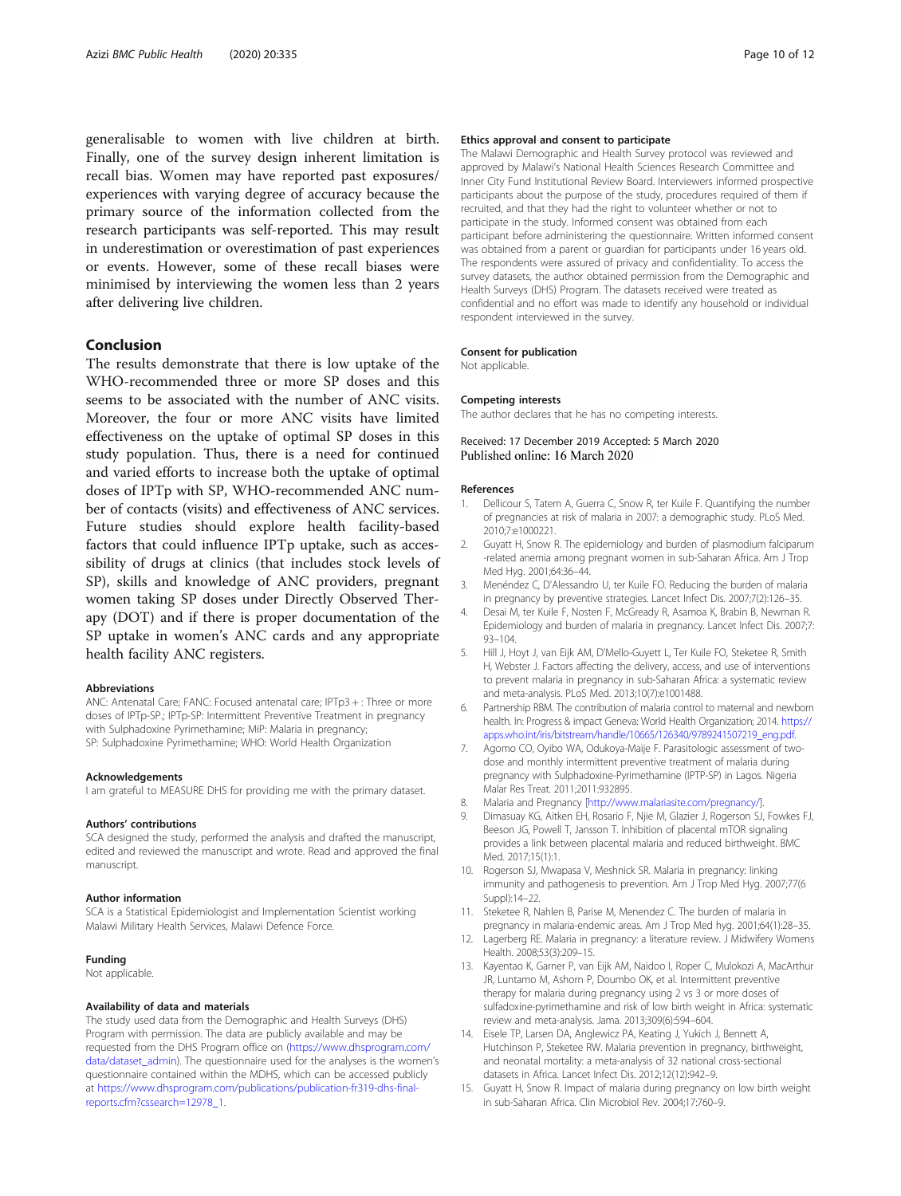generalisable to women with live children at birth. Finally, one of the survey design inherent limitation is recall bias. Women may have reported past exposures/ experiences with varying degree of accuracy because the primary source of the information collected from the research participants was self-reported. This may result in underestimation or overestimation of past experiences or events. However, some of these recall biases were minimised by interviewing the women less than 2 years after delivering live children.

## Conclusion

The results demonstrate that there is low uptake of the WHO-recommended three or more SP doses and this seems to be associated with the number of ANC visits. Moreover, the four or more ANC visits have limited effectiveness on the uptake of optimal SP doses in this study population. Thus, there is a need for continued and varied efforts to increase both the uptake of optimal doses of IPTp with SP, WHO-recommended ANC number of contacts (visits) and effectiveness of ANC services. Future studies should explore health facility-based factors that could influence IPTp uptake, such as accessibility of drugs at clinics (that includes stock levels of SP), skills and knowledge of ANC providers, pregnant women taking SP doses under Directly Observed Therapy (DOT) and if there is proper documentation of the SP uptake in women's ANC cards and any appropriate health facility ANC registers.

#### Abbreviations

ANC: Antenatal Care; FANC: Focused antenatal care; IPTp3 + : Three or more doses of IPTp-SP.; IPTp-SP: Intermittent Preventive Treatment in pregnancy with Sulphadoxine Pyrimethamine; MiP: Malaria in pregnancy; SP: Sulphadoxine Pyrimethamine; WHO: World Health Organization

#### Acknowledgements

I am grateful to MEASURE DHS for providing me with the primary dataset.

#### Authors' contributions

SCA designed the study, performed the analysis and drafted the manuscript, edited and reviewed the manuscript and wrote. Read and approved the final manuscript.

#### Author information

SCA is a Statistical Epidemiologist and Implementation Scientist working Malawi Military Health Services, Malawi Defence Force.

#### Funding

Not applicable.

#### Availability of data and materials

The study used data from the Demographic and Health Surveys (DHS) Program with permission. The data are publicly available and may be requested from the DHS Program office on (https://www.dhsprogram.com/data/dataset_admin). The questionnaire used for the analyses is the women's questionnaire contained within the MDHS, which can be accessed publicly at https://www.dhsprogram.com/publications/publication-fr319-dhs-final-reports.cfm?cssearch=12978_1.

#### Ethics approval and consent to participate

The Malawi Demographic and Health Survey protocol was reviewed and approved by Malawi's National Health Sciences Research Committee and Inner City Fund Institutional Review Board. Interviewers informed prospective participants about the purpose of the study, procedures required of them if recruited, and that they had the right to volunteer whether or not to participate in the study. Informed consent was obtained from each participant before administering the questionnaire. Written informed consent was obtained from a parent or guardian for participants under 16 years old. The respondents were assured of privacy and confidentiality. To access the survey datasets, the author obtained permission from the Demographic and Health Surveys (DHS) Program. The datasets received were treated as confidential and no effort was made to identify any household or individual respondent interviewed in the survey.

#### Consent for publication

Not applicable.

#### Competing interests

The author declares that he has no competing interests.

Received: 17 December 2019 Accepted: 5 March 2020
Published online: 16 March 2020

#### References

1. Dellicour S, Tatem A, Guerra C, Snow R, ter Kuile F. Quantifying the number of pregnancies at risk of malaria in 2007: a demographic study. PLoS Med. 2010;7:e1000221.
2. Guyatt H, Snow R. The epidemiology and burden of plasmodium falciparum -related anemia among pregnant women in sub-Saharan Africa. Am J Trop Med Hyg. 2001;64:36–44.
3. Menéndez C, D'Alessandro U, ter Kuile FO. Reducing the burden of malaria in pregnancy by preventive strategies. Lancet Infect Dis. 2007;7(2):126–35.
4. Desai M, ter Kuile F, Nosten F, McGready R, Asamoa K, Brabin B, Newman R. Epidemiology and burden of malaria in pregnancy. Lancet Infect Dis. 2007;7:93–104.
5. Hill J, Hoyt J, van Eijk AM, D'Mello-Guyett L, Ter Kuile FO, Steketee R, Smith H, Webster J. Factors affecting the delivery, access, and use of interventions to prevent malaria in pregnancy in sub-Saharan Africa: a systematic review and meta-analysis. PLoS Med. 2013;10(7):e1001488.
6. Partnership RBM. The contribution of malaria control to maternal and newborn health. In: Progress & impact Geneva: World Health Organization; 2014. https://apps.who.int/iris/bitstream/handle/10665/126340/9789241507219_eng.pdf.
7. Agomo CO, Oyibo WA, Odukoya-Maije F. Parasitologic assessment of two-dose and monthly intermittent preventive treatment of malaria during pregnancy with Sulphadoxine-Pyrimethamine (IPTP-SP) in Lagos. Nigeria Malar Res Treat. 2011;2011:932895.
8. Malaria and Pregnancy [http://www.malariasite.com/pregnancy/].
9. Dimasuay KG, Aitken EH, Rosario F, Njie M, Glazier J, Rogerson SJ, Fowkes FJ, Beeson JG, Powell T, Jansson T. Inhibition of placental mTOR signaling provides a link between placental malaria and reduced birthweight. BMC Med. 2017;15(1):1.
10. Rogerson SJ, Mwapasa V, Meshnick SR. Malaria in pregnancy: linking immunity and pathogenesis to prevention. Am J Trop Med Hyg. 2007;77(6 Suppl):14–22.
11. Steketee R, Nahlen B, Parise M, Menendez C. The burden of malaria in pregnancy in malaria-endemic areas. Am J Trop Med hyg. 2001;64(1):28–35.
12. Lagerberg RE. Malaria in pregnancy: a literature review. J Midwifery Womens Health. 2008;53(3):209–15.
13. Kayentao K, Garner P, van Eijk AM, Naidoo I, Roper C, Mulokozi A, MacArthur JR, Luntamo M, Ashorn P, Doumbo OK, et al. Intermittent preventive therapy for malaria during pregnancy using 2 vs 3 or more doses of sulfadoxine-pyrimethamine and risk of low birth weight in Africa: systematic review and meta-analysis. Jama. 2013;309(6):594–604.
14. Eisele TP, Larsen DA, Anglewicz PA, Keating J, Yukich J, Bennett A, Hutchinson P, Steketee RW. Malaria prevention in pregnancy, birthweight, and neonatal mortality: a meta-analysis of 32 national cross-sectional datasets in Africa. Lancet Infect Dis. 2012;12(12):942–9.
15. Guyatt H, Snow R. Impact of malaria during pregnancy on low birth weight in sub-Saharan Africa. Clin Microbiol Rev. 2004;17:760–9.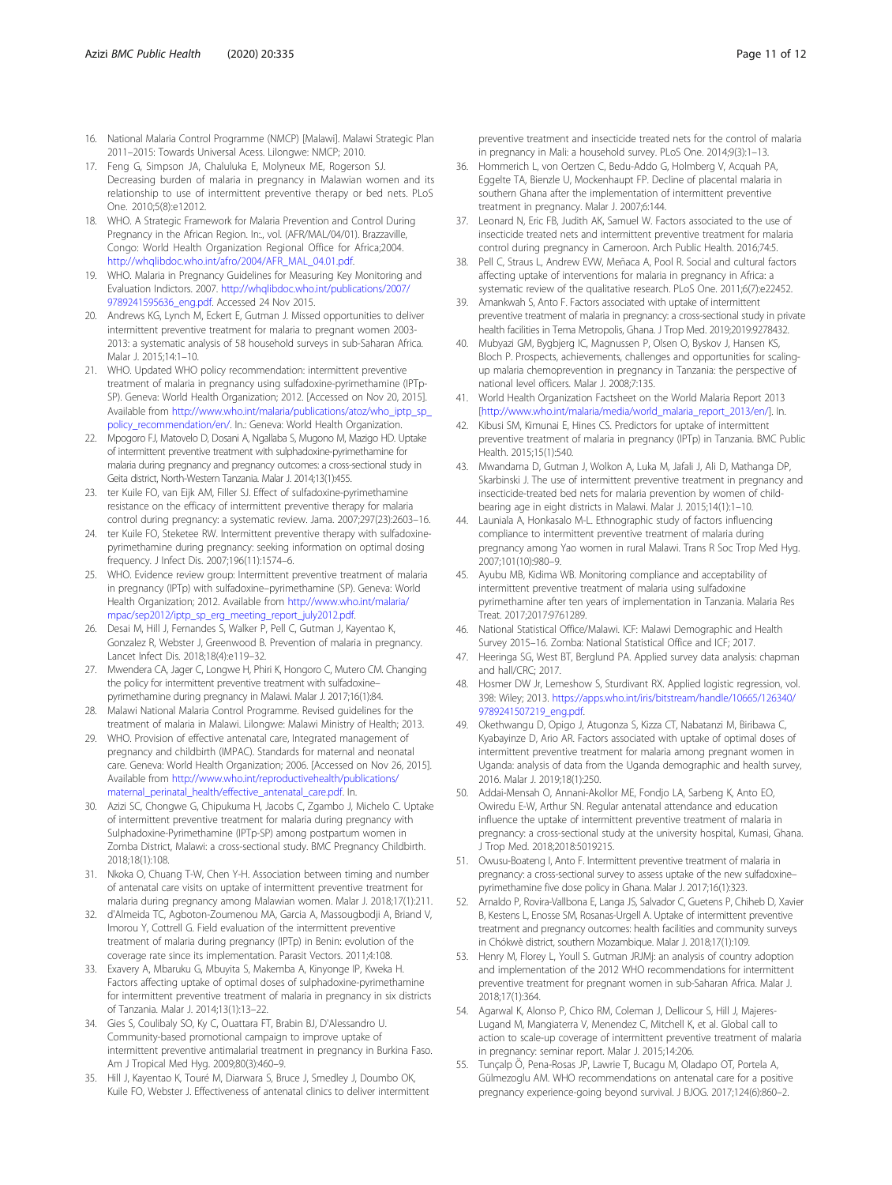16. National Malaria Control Programme (NMCP) [Malawi]. Malawi Strategic Plan 2011–2015: Towards Universal Acess. Lilongwe: NMCP; 2010.
17. Feng G, Simpson JA, Chaluluka E, Molyneux ME, Rogerson SJ. Decreasing burden of malaria in pregnancy in Malawian women and its relationship to use of intermittent preventive therapy or bed nets. PLoS One. 2010;5(8):e12012.
18. WHO. A Strategic Framework for Malaria Prevention and Control During Pregnancy in the African Region. In:, vol. (AFR/MAL/04/01). Brazzaville, Congo: World Health Organization Regional Office for Africa;2004. http://whqlibdoc.who.int/afro/2004/AFR_MAL_04.01.pdf.
19. WHO. Malaria in Pregnancy Guidelines for Measuring Key Monitoring and Evaluation Indictors. 2007. http://whqlibdoc.who.int/publications/2007/9789241595636_eng.pdf. Accessed 24 Nov 2015.
20. Andrews KG, Lynch M, Eckert E, Gutman J. Missed opportunities to deliver intermittent preventive treatment for malaria to pregnant women 2003-2013: a systematic analysis of 58 household surveys in sub-Saharan Africa. Malar J. 2015;14:1–10.
21. WHO. Updated WHO policy recommendation: intermittent preventive treatment of malaria in pregnancy using sulfadoxine-pyrimethamine (IPTp-SP). Geneva: World Health Organization; 2012. [Accessed on Nov 20, 2015]. Available from http://www.who.int/malaria/publications/atoz/who_iptp_sp_policy_recommendation/en/. In.: Geneva: World Health Organization.
22. Mpogoro FJ, Matovelo D, Dosani A, Ngallaba S, Mugono M, Mazigo HD. Uptake of intermittent preventive treatment with sulphadoxine-pyrimethamine for malaria during pregnancy and pregnancy outcomes: a cross-sectional study in Geita district, North-Western Tanzania. Malar J. 2014;13(1):455.
23. ter Kuile FO, van Eijk AM, Filler SJ. Effect of sulfadoxine-pyrimethamine resistance on the efficacy of intermittent preventive therapy for malaria control during pregnancy: a systematic review. Jama. 2007;297(23):2603–16.
24. ter Kuile FO, Steketee RW. Intermittent preventive therapy with sulfadoxine-pyrimethamine during pregnancy: seeking information on optimal dosing frequency. J Infect Dis. 2007;196(11):1574–6.
25. WHO. Evidence review group: Intermittent preventive treatment of malaria in pregnancy (IPTp) with sulfadoxine–pyrimethamine (SP). Geneva: World Health Organization; 2012. Available from http://www.who.int/malaria/mpac/sep2012/iptp_sp_erg_meeting_report_july2012.pdf.
26. Desai M, Hill J, Fernandes S, Walker P, Pell C, Gutman J, Kayentao K, Gonzalez R, Webster J, Greenwood B. Prevention of malaria in pregnancy. Lancet Infect Dis. 2018;18(4):e119–32.
27. Mwendera CA, Jager C, Longwe H, Phiri K, Hongoro C, Mutero CM. Changing the policy for intermittent preventive treatment with sulfadoxine–pyrimethamine during pregnancy in Malawi. Malar J. 2017;16(1):84.
28. Malawi National Malaria Control Programme. Revised guidelines for the treatment of malaria in Malawi. Lilongwe: Malawi Ministry of Health; 2013.
29. WHO. Provision of effective antenatal care, Integrated management of pregnancy and childbirth (IMPAC). Standards for maternal and neonatal care. Geneva: World Health Organization; 2006. [Accessed on Nov 26, 2015]. Available from http://www.who.int/reproductivehealth/publications/maternal_perinatal_health/effective_antenatal_care.pdf. In.
30. Azizi SC, Chongwe G, Chipukuma H, Jacobs C, Zgambo J, Michelo C. Uptake of intermittent preventive treatment for malaria during pregnancy with Sulphadoxine-Pyrimethamine (IPTp-SP) among postpartum women in Zomba District, Malawi: a cross-sectional study. BMC Pregnancy Childbirth. 2018;18(1):108.
31. Nkoka O, Chuang T-W, Chen Y-H. Association between timing and number of antenatal care visits on uptake of intermittent preventive treatment for malaria during pregnancy among Malawian women. Malar J. 2018;17(1):211.
32. d'Almeida TC, Agboton-Zoumenou MA, Garcia A, Massougbodji A, Briand V, Imorou Y, Cottrell G. Field evaluation of the intermittent preventive treatment of malaria during pregnancy (IPTp) in Benin: evolution of the coverage rate since its implementation. Parasit Vectors. 2011;4:108.
33. Exavery A, Mbaruku G, Mbuyita S, Makemba A, Kinyonge IP, Kweka H. Factors affecting uptake of optimal doses of sulphadoxine-pyrimethamine for intermittent preventive treatment of malaria in pregnancy in six districts of Tanzania. Malar J. 2014;13(1):13–22.
34. Gies S, Coulibaly SO, Ky C, Ouattara FT, Brabin BJ, D'Alessandro U. Community-based promotional campaign to improve uptake of intermittent preventive antimalarial treatment in pregnancy in Burkina Faso. Am J Tropical Med Hyg. 2009;80(3):460–9.
35. Hill J, Kayentao K, Touré M, Diarwara S, Bruce J, Smedley J, Doumbo OK, Kuile FO, Webster J. Effectiveness of antenatal clinics to deliver intermittent preventive treatment and insecticide treated nets for the control of malaria in pregnancy in Mali: a household survey. PLoS One. 2014;9(3):1–13.
36. Hommerich L, von Oertzen C, Bedu-Addo G, Holmberg V, Acquah PA, Eggelte TA, Bienzle U, Mockenhaupt FP. Decline of placental malaria in southern Ghana after the implementation of intermittent preventive treatment in pregnancy. Malar J. 2007;6:144.
37. Leonard N, Eric FB, Judith AK, Samuel W. Factors associated to the use of insecticide treated nets and intermittent preventive treatment for malaria control during pregnancy in Cameroon. Arch Public Health. 2016;74:5.
38. Pell C, Straus L, Andrew EVW, Meñaca A, Pool R. Social and cultural factors affecting uptake of interventions for malaria in pregnancy in Africa: a systematic review of the qualitative research. PLoS One. 2011;6(7):e22452.
39. Amankwah S, Anto F. Factors associated with uptake of intermittent preventive treatment of malaria in pregnancy: a cross-sectional study in private health facilities in Tema Metropolis, Ghana. J Trop Med. 2019;2019:9278432.
40. Mubyazi GM, Bygbjerg IC, Magnussen P, Olsen O, Byskov J, Hansen KS, Bloch P. Prospects, achievements, challenges and opportunities for scaling-up malaria chemoprevention in pregnancy in Tanzania: the perspective of national level officers. Malar J. 2008;7:135.
41. World Health Organization Factsheet on the World Malaria Report 2013 [http://www.who.int/malaria/media/world_malaria_report_2013/en/]. In.
42. Kibusi SM, Kimunai E, Hines CS. Predictors for uptake of intermittent preventive treatment of malaria in pregnancy (IPTp) in Tanzania. BMC Public Health. 2015;15(1):540.
43. Mwandama D, Gutman J, Wolkon A, Luka M, Jafali J, Ali D, Mathanga DP, Skarbinski J. The use of intermittent preventive treatment in pregnancy and insecticide-treated bed nets for malaria prevention by women of child-bearing age in eight districts in Malawi. Malar J. 2015;14(1):1–10.
44. Launiala A, Honkasalo M-L. Ethnographic study of factors influencing compliance to intermittent preventive treatment of malaria during pregnancy among Yao women in rural Malawi. Trans R Soc Trop Med Hyg. 2007;101(10):980–9.
45. Ayubu MB, Kidima WB. Monitoring compliance and acceptability of intermittent preventive treatment of malaria using sulfadoxine pyrimethamine after ten years of implementation in Tanzania. Malaria Res Treat. 2017;2017:9761289.
46. National Statistical Office/Malawi. ICF: Malawi Demographic and Health Survey 2015–16. Zomba: National Statistical Office and ICF; 2017.
47. Heeringa SG, West BT, Berglund PA. Applied survey data analysis: chapman and hall/CRC; 2017.
48. Hosmer DW Jr, Lemeshow S, Sturdivant RX. Applied logistic regression, vol. 398: Wiley; 2013. https://apps.who.int/iris/bitstream/handle/10665/126340/9789241507219_eng.pdf.
49. Okethwangu D, Opigo J, Atugonza S, Kizza CT, Nabatanzi M, Biribawa C, Kyabayinze D, Ario AR. Factors associated with uptake of optimal doses of intermittent preventive treatment for malaria among pregnant women in Uganda: analysis of data from the Uganda demographic and health survey, 2016. Malar J. 2019;18(1):250.
50. Addai-Mensah O, Annani-Akollor ME, Fondjo LA, Sarbeng K, Anto EO, Owiredu E-W, Arthur SN. Regular antenatal attendance and education influence the uptake of intermittent preventive treatment of malaria in pregnancy: a cross-sectional study at the university hospital, Kumasi, Ghana. J Trop Med. 2018;2018:5019215.
51. Owusu-Boateng I, Anto F. Intermittent preventive treatment of malaria in pregnancy: a cross-sectional survey to assess uptake of the new sulfadoxine–pyrimethamine five dose policy in Ghana. Malar J. 2017;16(1):323.
52. Arnaldo P, Rovira-Vallbona E, Langa JS, Salvador C, Guetens P, Chiheb D, Xavier B, Kestens L, Enosse SM, Rosanas-Urgell A. Uptake of intermittent preventive treatment and pregnancy outcomes: health facilities and community surveys in Chókwè district, southern Mozambique. Malar J. 2018;17(1):109.
53. Henry M, Florey L, Youll S. Gutman JRJMj: an analysis of country adoption and implementation of the 2012 WHO recommendations for intermittent preventive treatment for pregnant women in sub-Saharan Africa. Malar J. 2018;17(1):364.
54. Agarwal K, Alonso P, Chico RM, Coleman J, Dellicour S, Hill J, Majeres-Lugand M, Mangiaterra V, Menendez C, Mitchell K, et al. Global call to action to scale-up coverage of intermittent preventive treatment of malaria in pregnancy: seminar report. Malar J. 2015;14:206.
55. Tunçalp Ö, Pena-Rosas JP, Lawrie T, Bucagu M, Oladapo OT, Portela A, Gülmezoglu AM. WHO recommendations on antenatal care for a positive pregnancy experience-going beyond survival. J BJOG. 2017;124(6):860–2.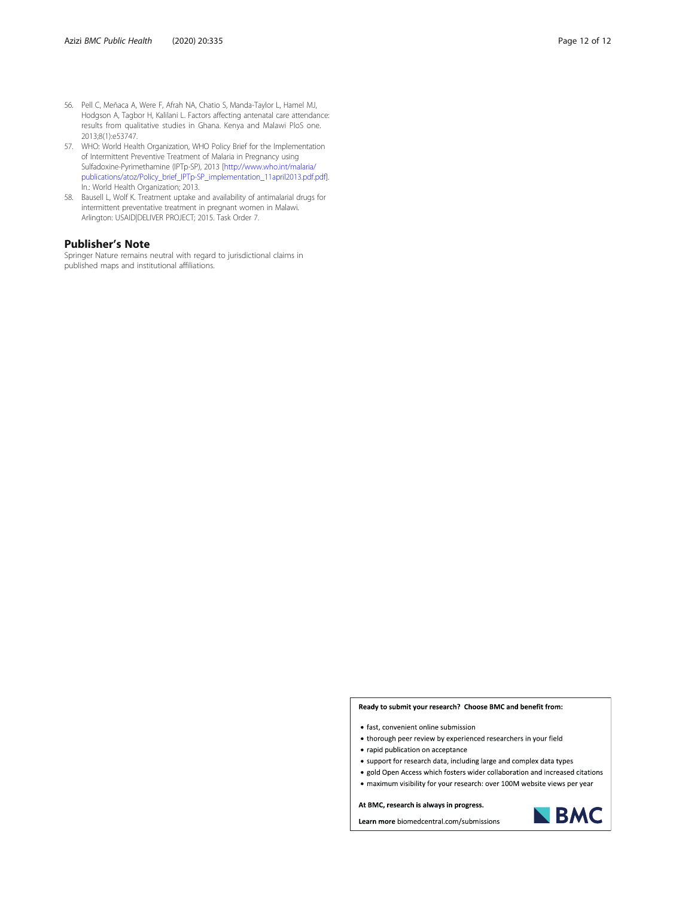56. Pell C, Meñaca A, Were F, Afrah NA, Chatio S, Manda-Taylor L, Hamel MJ, Hodgson A, Tagbor H, Kalilani L. Factors affecting antenatal care attendance: results from qualitative studies in Ghana. Kenya and Malawi PloS one. 2013;8(1):e53747.
57. WHO: World Health Organization, WHO Policy Brief for the Implementation of Intermittent Preventive Treatment of Malaria in Pregnancy using Sulfadoxine-Pyrimethamine (IPTp-SP), 2013 [http://www.who.int/malaria/publications/atoz/Policy_brief_IPTp-SP_implementation_11april2013.pdf.pdf]. In.: World Health Organization; 2013.
58. Bausell L, Wolf K. Treatment uptake and availability of antimalarial drugs for intermittent preventative treatment in pregnant women in Malawi. Arlington: USAID|DELIVER PROJECT; 2015. Task Order 7.

## Publisher's Note

Springer Nature remains neutral with regard to jurisdictional claims in published maps and institutional affiliations.

**Ready to submit your research? Choose BMC and benefit from:**

- fast, convenient online submission
- thorough peer review by experienced researchers in your field
- rapid publication on acceptance
- support for research data, including large and complex data types
- gold Open Access which fosters wider collaboration and increased citations
- maximum visibility for your research: over 100M website views per year

**At BMC, research is always in progress.**

**Learn more** biomedcentral.com/submissions

BMC